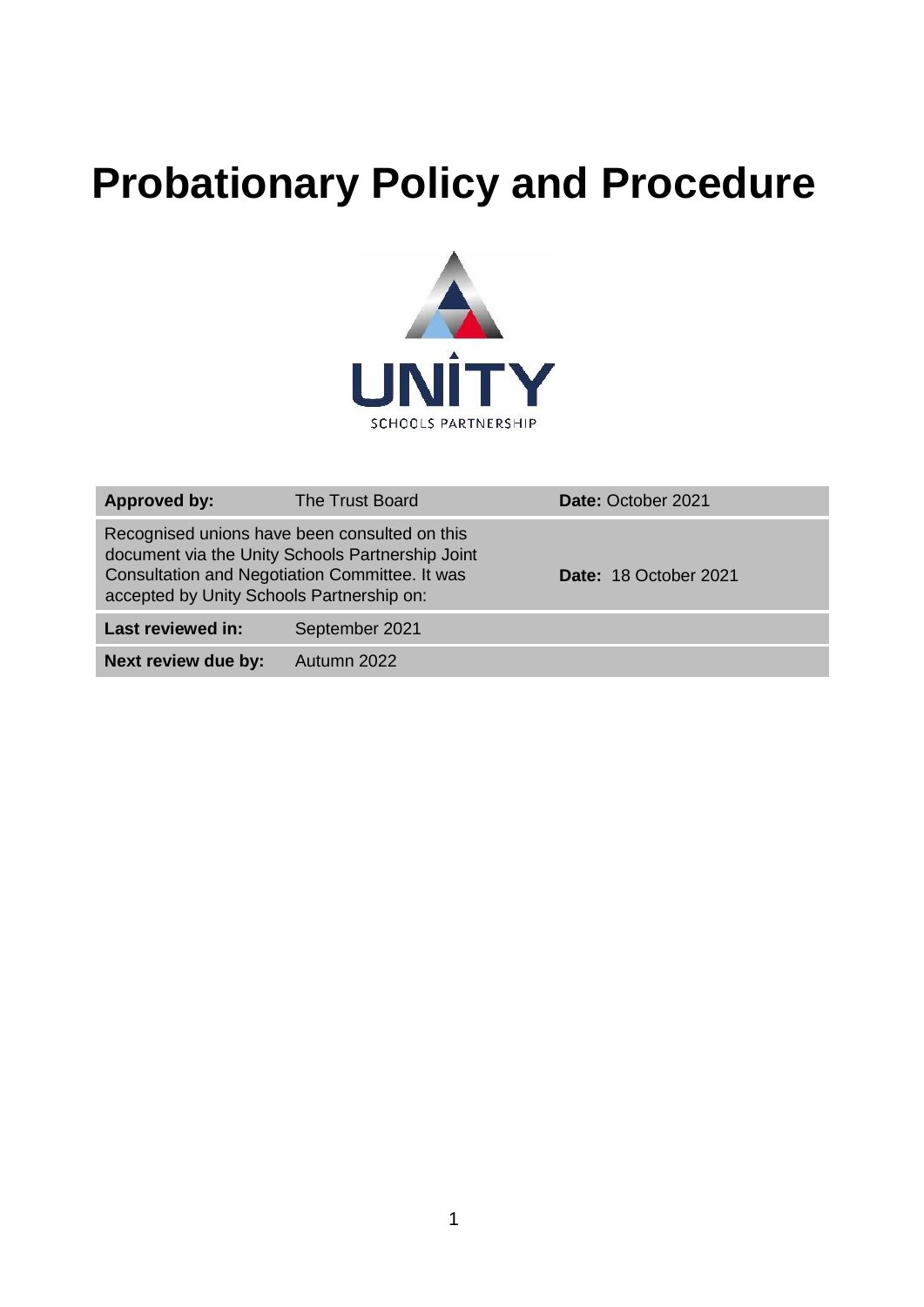# Probationary Policy and Procedure

UNITY

SCHOOLS PARTNERSHIP

| | | |
|---|---|---|
| **Approved by:** | The Trust Board | **Date:** October 2021 |
| Recognised unions have been consulted on this document via the Unity Schools Partnership Joint Consultation and Negotiation Committee. It was accepted by Unity Schools Partnership on: | | **Date:** 18 October 2021 |
| **Last reviewed in:** | September 2021 | |
| **Next review due by:** | Autumn 2022 | |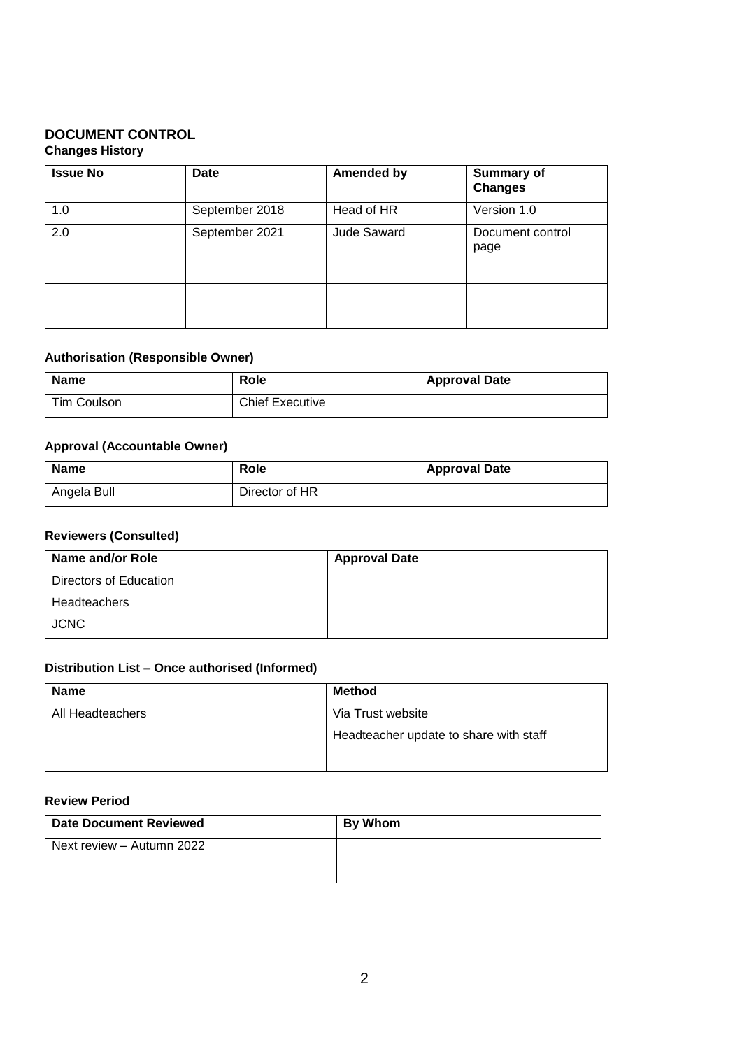## DOCUMENT CONTROL

### Changes History

| Issue No | Date | Amended by | Summary of Changes |
|---|---|---|---|
| 1.0 | September 2018 | Head of HR | Version 1.0 |
| 2.0 | September 2021 | Jude Saward | Document control page |
| | | | |
| | | | |

### Authorisation (Responsible Owner)

| Name | Role | Approval Date |
|---|---|---|
| Tim Coulson | Chief Executive | |

### Approval (Accountable Owner)

| Name | Role | Approval Date |
|---|---|---|
| Angela Bull | Director of HR | |

### Reviewers (Consulted)

| Name and/or Role | Approval Date |
|---|---|
| Directors of Education | |
| Headteachers | |
| JCNC | |

### Distribution List – Once authorised (Informed)

| Name | Method |
|---|---|
| All Headteachers | Via Trust website<br>Headteacher update to share with staff |

### Review Period

| Date Document Reviewed | By Whom |
|---|---|
| Next review – Autumn 2022 | |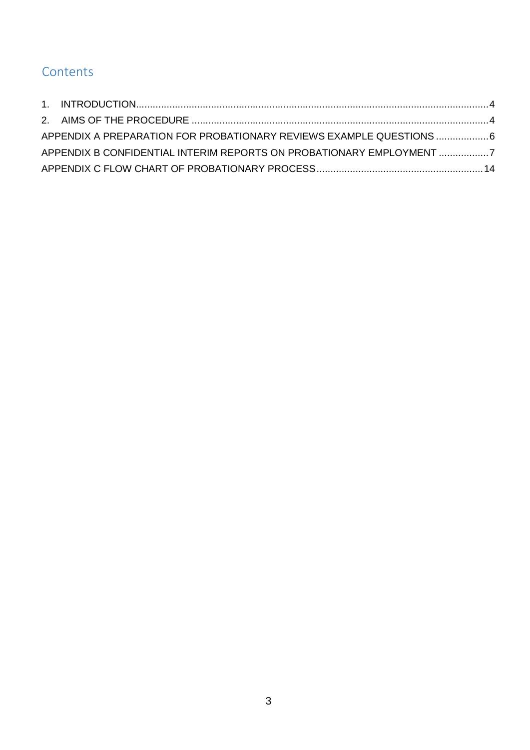# Contents

1. INTRODUCTION...............................................................................................................................4
2. AIMS OF THE PROCEDURE ..........................................................................................................4

APPENDIX A PREPARATION FOR PROBATIONARY REVIEWS EXAMPLE QUESTIONS ...................6

APPENDIX B CONFIDENTIAL INTERIM REPORTS ON PROBATIONARY EMPLOYMENT ..................7

APPENDIX C FLOW CHART OF PROBATIONARY PROCESS............................................................14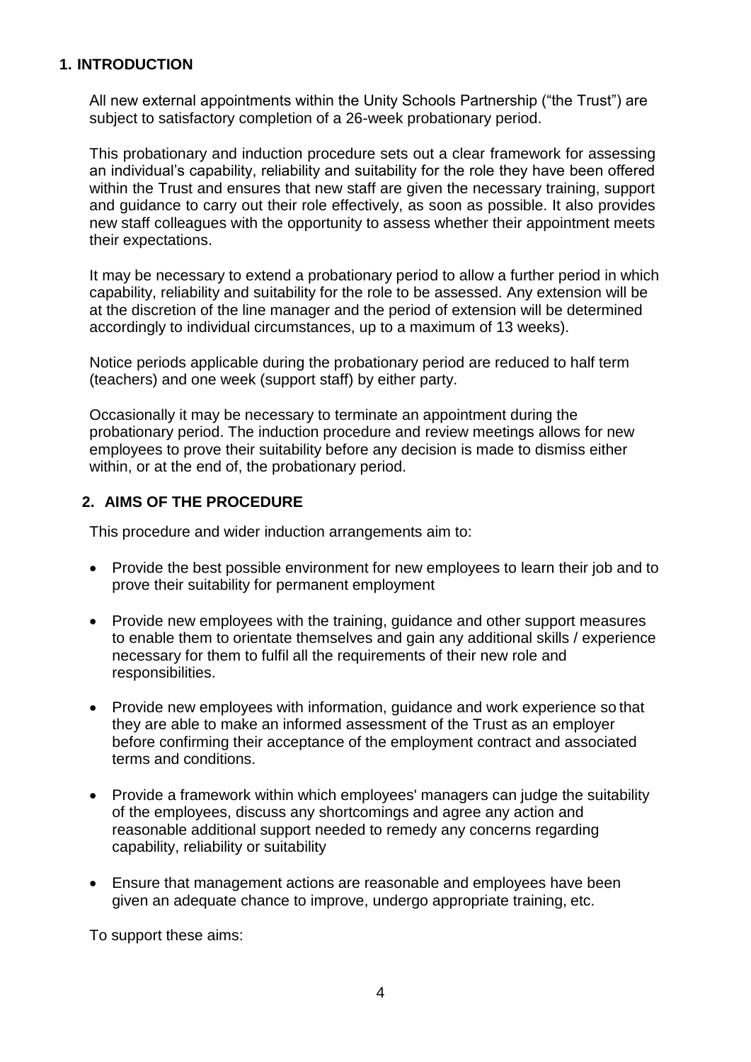## 1. INTRODUCTION

All new external appointments within the Unity Schools Partnership ("the Trust") are subject to satisfactory completion of a 26-week probationary period.

This probationary and induction procedure sets out a clear framework for assessing an individual's capability, reliability and suitability for the role they have been offered within the Trust and ensures that new staff are given the necessary training, support and guidance to carry out their role effectively, as soon as possible. It also provides new staff colleagues with the opportunity to assess whether their appointment meets their expectations.

It may be necessary to extend a probationary period to allow a further period in which capability, reliability and suitability for the role to be assessed. Any extension will be at the discretion of the line manager and the period of extension will be determined accordingly to individual circumstances, up to a maximum of 13 weeks).

Notice periods applicable during the probationary period are reduced to half term (teachers) and one week (support staff) by either party.

Occasionally it may be necessary to terminate an appointment during the probationary period. The induction procedure and review meetings allows for new employees to prove their suitability before any decision is made to dismiss either within, or at the end of, the probationary period.

## 2. AIMS OF THE PROCEDURE

This procedure and wider induction arrangements aim to:

- Provide the best possible environment for new employees to learn their job and to prove their suitability for permanent employment
- Provide new employees with the training, guidance and other support measures to enable them to orientate themselves and gain any additional skills / experience necessary for them to fulfil all the requirements of their new role and responsibilities.
- Provide new employees with information, guidance and work experience so that they are able to make an informed assessment of the Trust as an employer before confirming their acceptance of the employment contract and associated terms and conditions.
- Provide a framework within which employees' managers can judge the suitability of the employees, discuss any shortcomings and agree any action and reasonable additional support needed to remedy any concerns regarding capability, reliability or suitability
- Ensure that management actions are reasonable and employees have been given an adequate chance to improve, undergo appropriate training, etc.

To support these aims: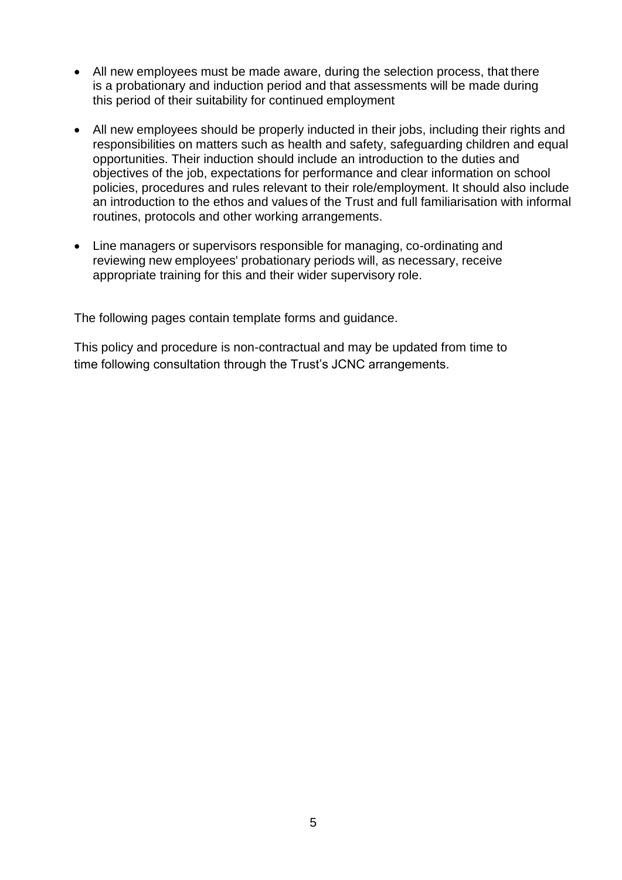- All new employees must be made aware, during the selection process, that there is a probationary and induction period and that assessments will be made during this period of their suitability for continued employment

- All new employees should be properly inducted in their jobs, including their rights and responsibilities on matters such as health and safety, safeguarding children and equal opportunities. Their induction should include an introduction to the duties and objectives of the job, expectations for performance and clear information on school policies, procedures and rules relevant to their role/employment. It should also include an introduction to the ethos and values of the Trust and full familiarisation with informal routines, protocols and other working arrangements.

- Line managers or supervisors responsible for managing, co-ordinating and reviewing new employees' probationary periods will, as necessary, receive appropriate training for this and their wider supervisory role.

The following pages contain template forms and guidance.

This policy and procedure is non-contractual and may be updated from time to time following consultation through the Trust's JCNC arrangements.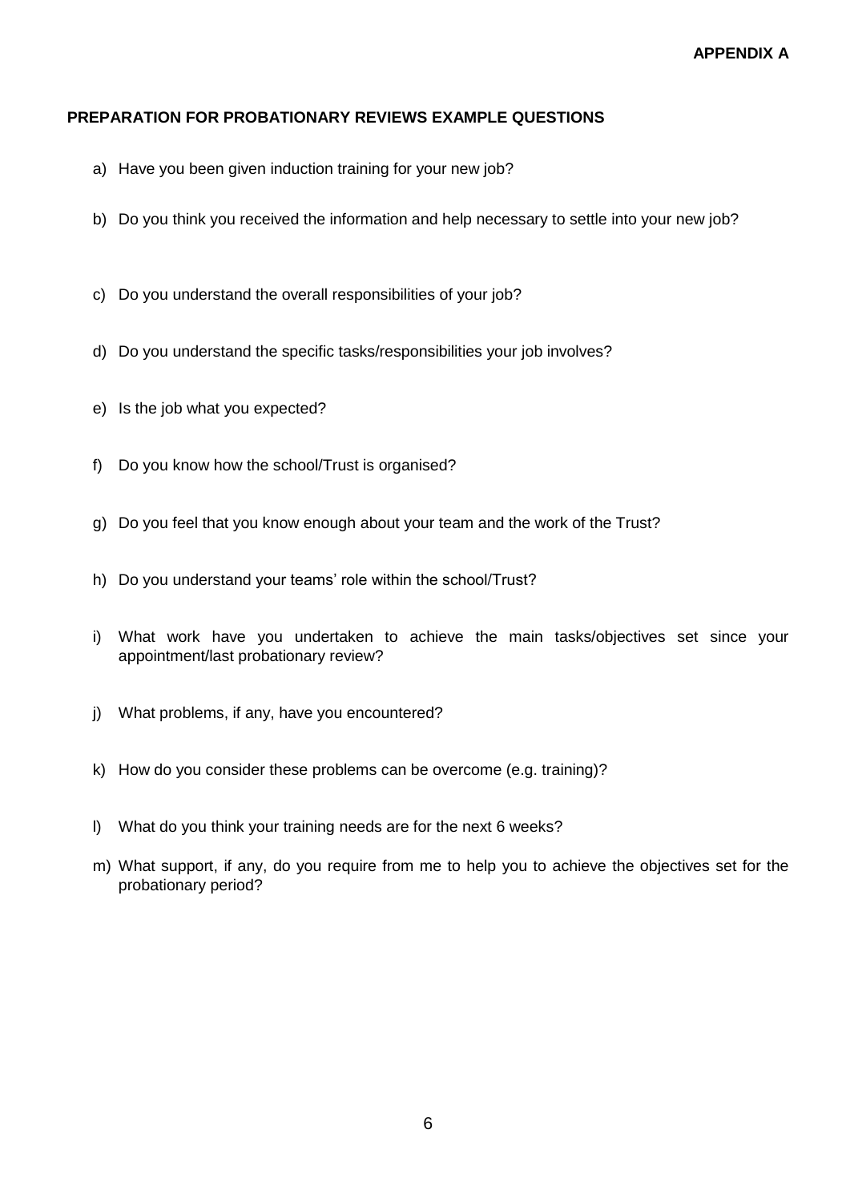**APPENDIX A**

## PREPARATION FOR PROBATIONARY REVIEWS EXAMPLE QUESTIONS

a) Have you been given induction training for your new job?

b) Do you think you received the information and help necessary to settle into your new job?

c) Do you understand the overall responsibilities of your job?

d) Do you understand the specific tasks/responsibilities your job involves?

e) Is the job what you expected?

f) Do you know how the school/Trust is organised?

g) Do you feel that you know enough about your team and the work of the Trust?

h) Do you understand your teams' role within the school/Trust?

i) What work have you undertaken to achieve the main tasks/objectives set since your appointment/last probationary review?

j) What problems, if any, have you encountered?

k) How do you consider these problems can be overcome (e.g. training)?

l) What do you think your training needs are for the next 6 weeks?

m) What support, if any, do you require from me to help you to achieve the objectives set for the probationary period?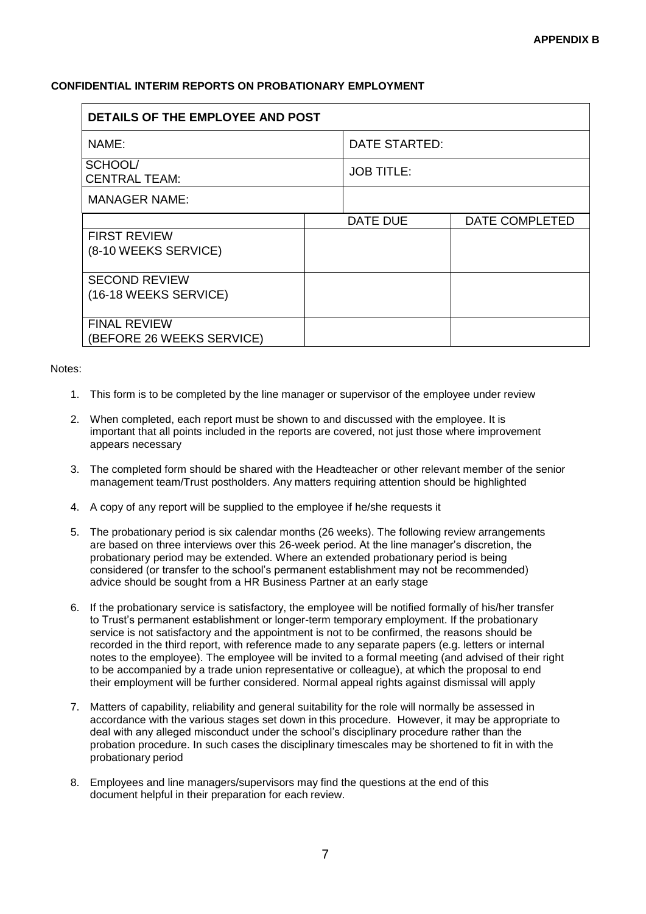**APPENDIX B**

**CONFIDENTIAL INTERIM REPORTS ON PROBATIONARY EMPLOYMENT**

| **DETAILS OF THE EMPLOYEE AND POST** | | |
|---|---|---|
| NAME: | DATE STARTED: | |
| SCHOOL/ CENTRAL TEAM: | JOB TITLE: | |
| MANAGER NAME: | | |
| | DATE DUE | DATE COMPLETED |
| FIRST REVIEW (8-10 WEEKS SERVICE) | | |
| SECOND REVIEW (16-18 WEEKS SERVICE) | | |
| FINAL REVIEW (BEFORE 26 WEEKS SERVICE) | | |

Notes:

1. This form is to be completed by the line manager or supervisor of the employee under review
2. When completed, each report must be shown to and discussed with the employee. It is important that all points included in the reports are covered, not just those where improvement appears necessary
3. The completed form should be shared with the Headteacher or other relevant member of the senior management team/Trust postholders. Any matters requiring attention should be highlighted
4. A copy of any report will be supplied to the employee if he/she requests it
5. The probationary period is six calendar months (26 weeks). The following review arrangements are based on three interviews over this 26-week period. At the line manager's discretion, the probationary period may be extended. Where an extended probationary period is being considered (or transfer to the school's permanent establishment may not be recommended) advice should be sought from a HR Business Partner at an early stage
6. If the probationary service is satisfactory, the employee will be notified formally of his/her transfer to Trust's permanent establishment or longer-term temporary employment. If the probationary service is not satisfactory and the appointment is not to be confirmed, the reasons should be recorded in the third report, with reference made to any separate papers (e.g. letters or internal notes to the employee). The employee will be invited to a formal meeting (and advised of their right to be accompanied by a trade union representative or colleague), at which the proposal to end their employment will be further considered. Normal appeal rights against dismissal will apply
7. Matters of capability, reliability and general suitability for the role will normally be assessed in accordance with the various stages set down in this procedure. However, it may be appropriate to deal with any alleged misconduct under the school's disciplinary procedure rather than the probation procedure. In such cases the disciplinary timescales may be shortened to fit in with the probationary period
8. Employees and line managers/supervisors may find the questions at the end of this document helpful in their preparation for each review.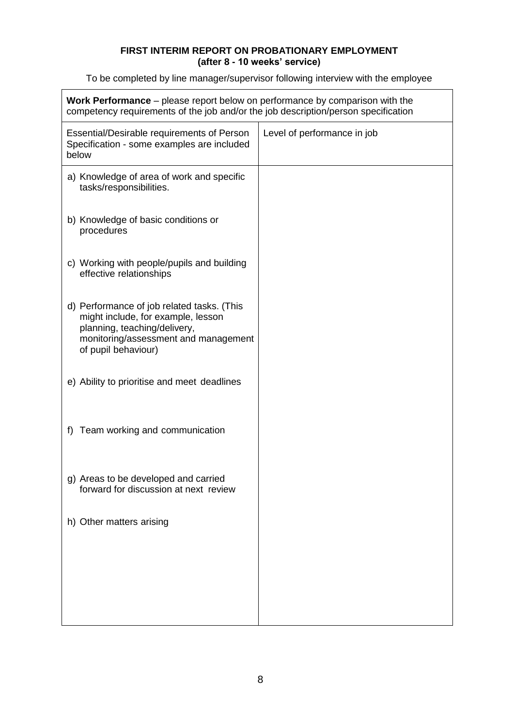**FIRST INTERIM REPORT ON PROBATIONARY EMPLOYMENT**
**(after 8 - 10 weeks' service)**

To be completed by line manager/supervisor following interview with the employee

**Work Performance** – please report below on performance by comparison with the competency requirements of the job and/or the job description/person specification

| Essential/Desirable requirements of Person Specification - some examples are included below | Level of performance in job |
|---|---|
| a) Knowledge of area of work and specific tasks/responsibilities. | |
| b) Knowledge of basic conditions or procedures | |
| c) Working with people/pupils and building effective relationships | |
| d) Performance of job related tasks. (This might include, for example, lesson planning, teaching/delivery, monitoring/assessment and management of pupil behaviour) | |
| e) Ability to prioritise and meet deadlines | |
| f) Team working and communication | |
| g) Areas to be developed and carried forward for discussion at next review | |
| h) Other matters arising | |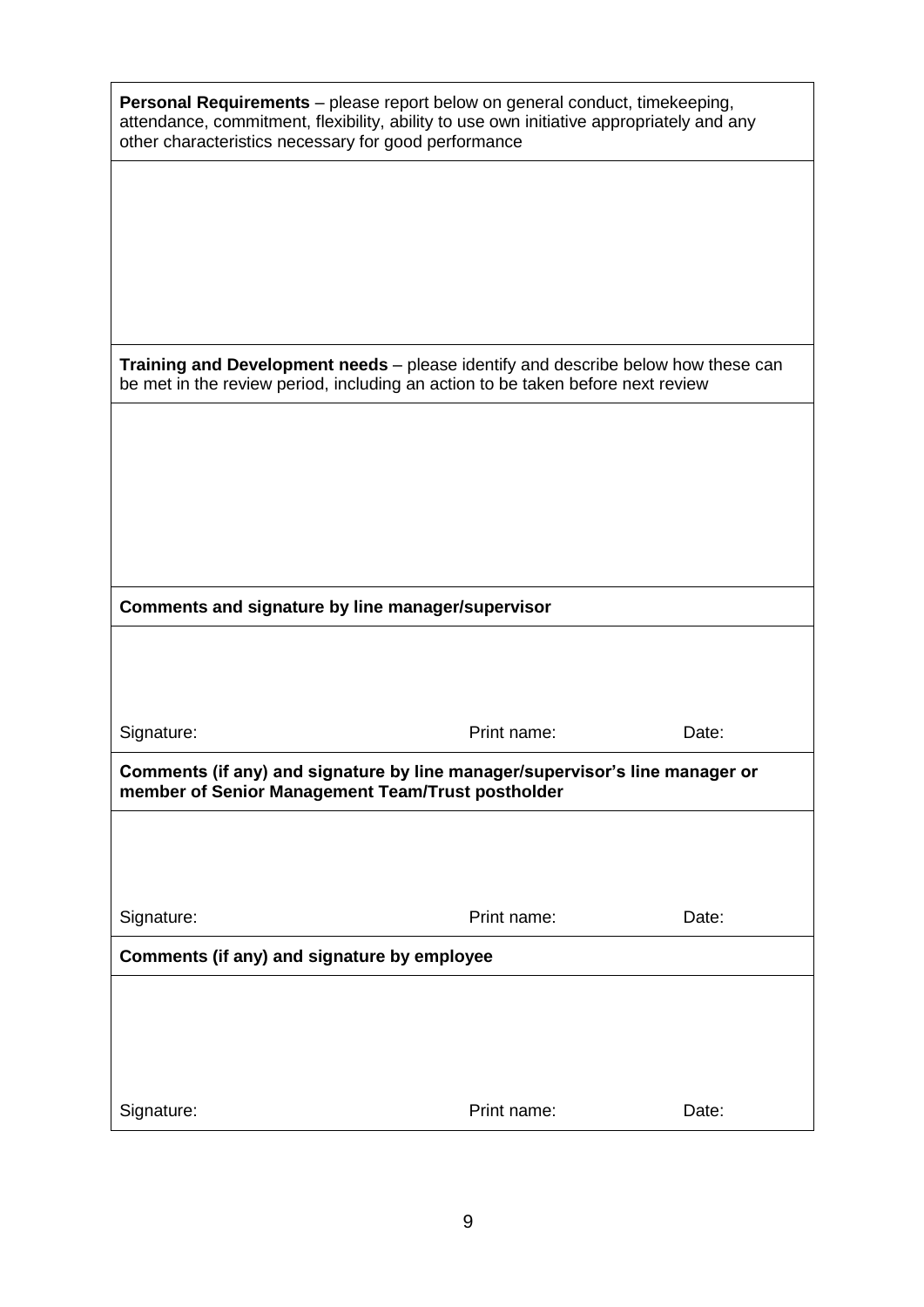**Personal Requirements** – please report below on general conduct, timekeeping, attendance, commitment, flexibility, ability to use own initiative appropriately and any other characteristics necessary for good performance

**Training and Development needs** – please identify and describe below how these can be met in the review period, including an action to be taken before next review

**Comments and signature by line manager/supervisor**

| Signature: | Print name: | Date: |
|---|---|---|

**Comments (if any) and signature by line manager/supervisor's line manager or member of Senior Management Team/Trust postholder**

| Signature: | Print name: | Date: |
|---|---|---|

**Comments (if any) and signature by employee**

| Signature: | Print name: | Date: |
|---|---|---|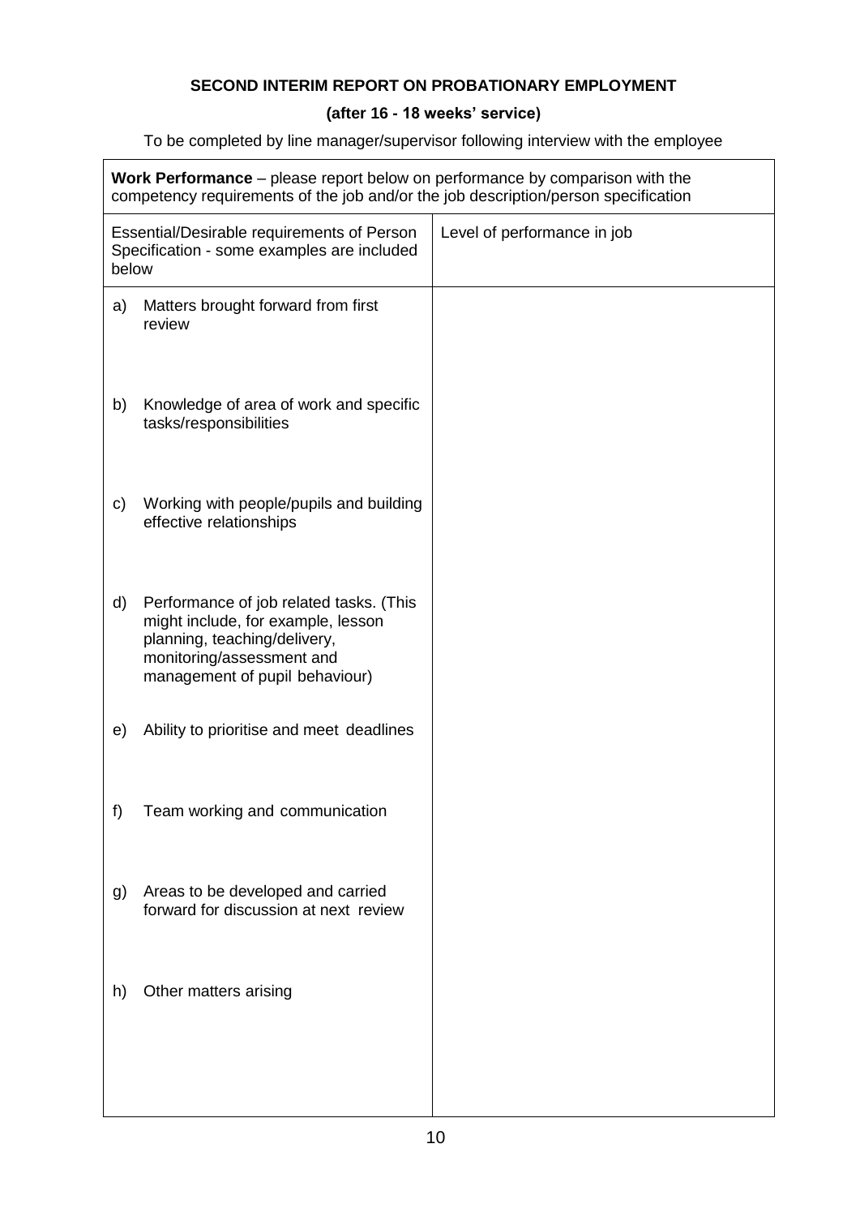**SECOND INTERIM REPORT ON PROBATIONARY EMPLOYMENT**

**(after 16 - 18 weeks' service)**

To be completed by line manager/supervisor following interview with the employee

**Work Performance** – please report below on performance by comparison with the competency requirements of the job and/or the job description/person specification

| Essential/Desirable requirements of Person Specification - some examples are included below | Level of performance in job |
|---|---|
| a) Matters brought forward from first review | |
| b) Knowledge of area of work and specific tasks/responsibilities | |
| c) Working with people/pupils and building effective relationships | |
| d) Performance of job related tasks. (This might include, for example, lesson planning, teaching/delivery, monitoring/assessment and management of pupil behaviour) | |
| e) Ability to prioritise and meet deadlines | |
| f) Team working and communication | |
| g) Areas to be developed and carried forward for discussion at next review | |
| h) Other matters arising | |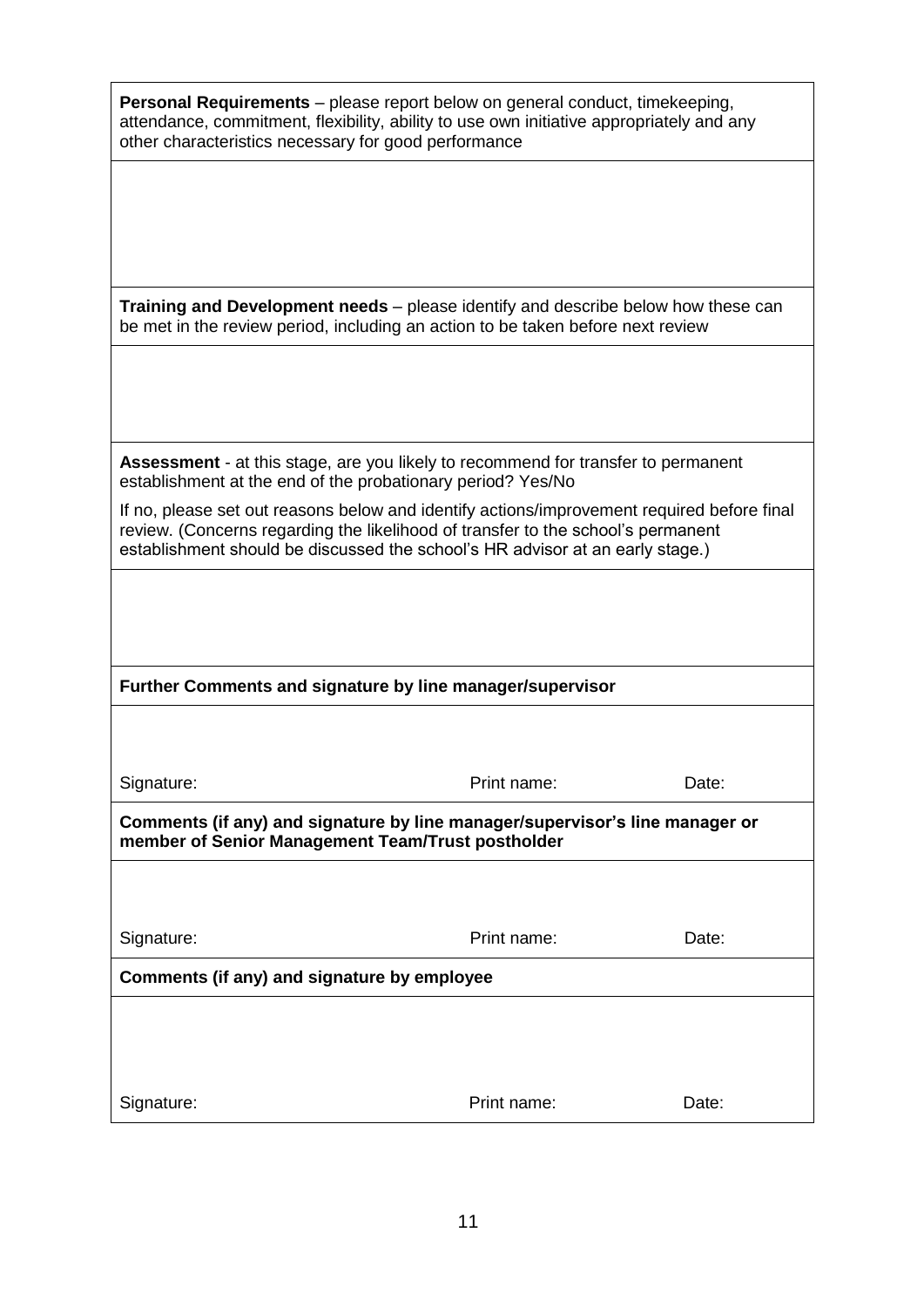**Personal Requirements** – please report below on general conduct, timekeeping, attendance, commitment, flexibility, ability to use own initiative appropriately and any other characteristics necessary for good performance

**Training and Development needs** – please identify and describe below how these can be met in the review period, including an action to be taken before next review

**Assessment** - at this stage, are you likely to recommend for transfer to permanent establishment at the end of the probationary period? Yes/No

If no, please set out reasons below and identify actions/improvement required before final review. (Concerns regarding the likelihood of transfer to the school's permanent establishment should be discussed the school's HR advisor at an early stage.)

**Further Comments and signature by line manager/supervisor**

Signature: Print name: Date:

**Comments (if any) and signature by line manager/supervisor's line manager or member of Senior Management Team/Trust postholder**

Signature: Print name: Date:

**Comments (if any) and signature by employee**

Signature: Print name: Date: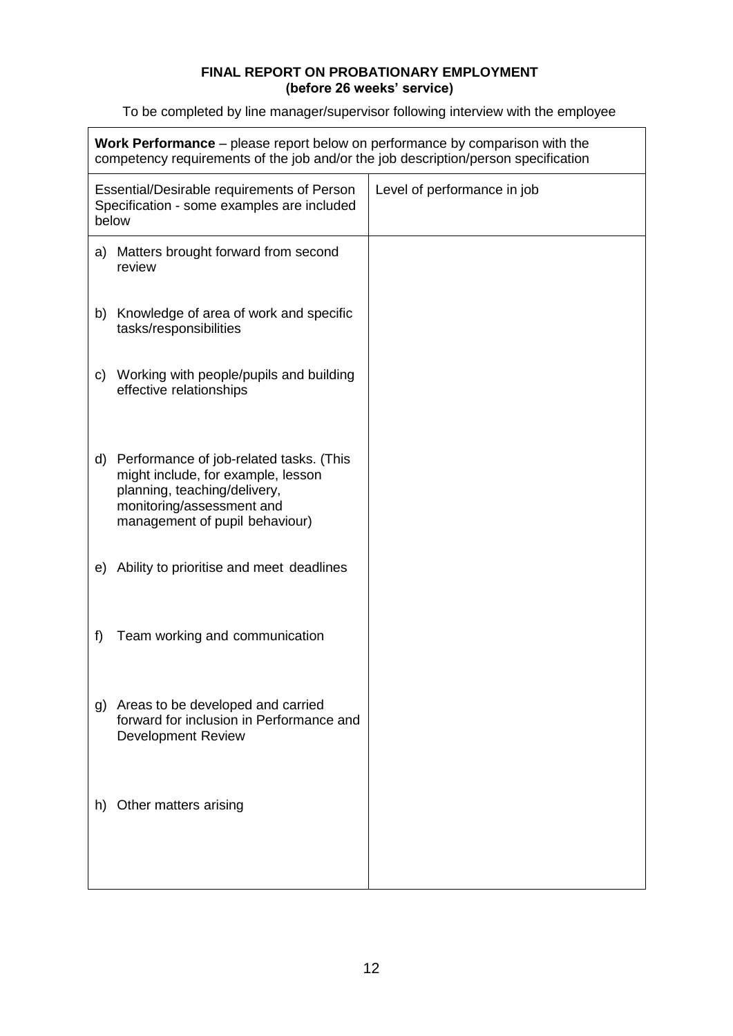**FINAL REPORT ON PROBATIONARY EMPLOYMENT**
**(before 26 weeks' service)**

To be completed by line manager/supervisor following interview with the employee

| **Work Performance** – please report below on performance by comparison with the competency requirements of the job and/or the job description/person specification | |
|---|---|
| Essential/Desirable requirements of Person Specification - some examples are included below | Level of performance in job |
| a) Matters brought forward from second review | |
| b) Knowledge of area of work and specific tasks/responsibilities | |
| c) Working with people/pupils and building effective relationships | |
| d) Performance of job-related tasks. (This might include, for example, lesson planning, teaching/delivery, monitoring/assessment and management of pupil behaviour) | |
| e) Ability to prioritise and meet deadlines | |
| f) Team working and communication | |
| g) Areas to be developed and carried forward for inclusion in Performance and Development Review | |
| h) Other matters arising | |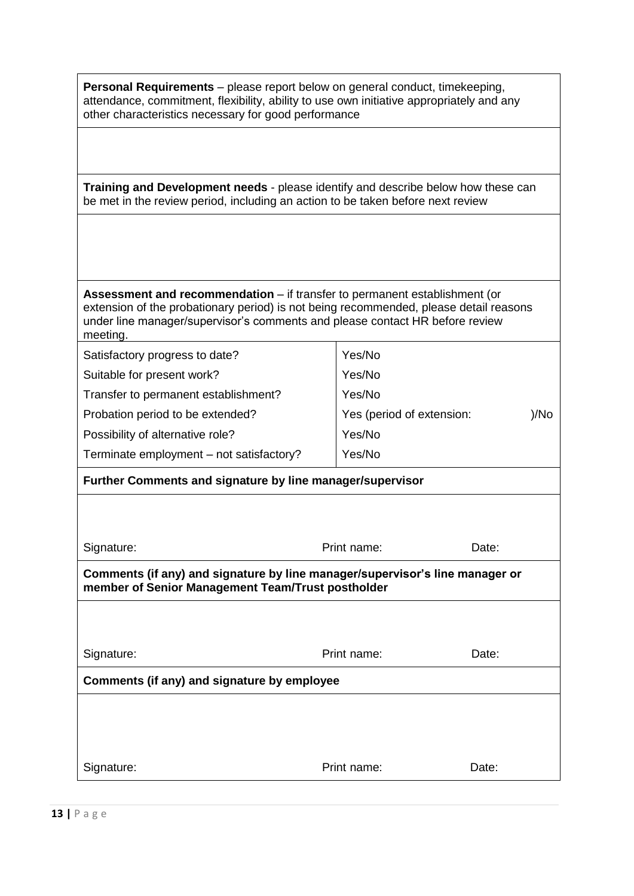**Personal Requirements** – please report below on general conduct, timekeeping, attendance, commitment, flexibility, ability to use own initiative appropriately and any other characteristics necessary for good performance

**Training and Development needs** - please identify and describe below how these can be met in the review period, including an action to be taken before next review

**Assessment and recommendation** – if transfer to permanent establishment (or extension of the probationary period) is not being recommended, please detail reasons under line manager/supervisor's comments and please contact HR before review meeting.

| | |
|---|---|
| Satisfactory progress to date? | Yes/No |
| Suitable for present work? | Yes/No |
| Transfer to permanent establishment? | Yes/No |
| Probation period to be extended? | Yes (period of extension: )/No |
| Possibility of alternative role? | Yes/No |
| Terminate employment – not satisfactory? | Yes/No |

**Further Comments and signature by line manager/supervisor**

Signature: Print name: Date:

**Comments (if any) and signature by line manager/supervisor's line manager or member of Senior Management Team/Trust postholder**

Signature: Print name: Date:

**Comments (if any) and signature by employee**

Signature: Print name: Date: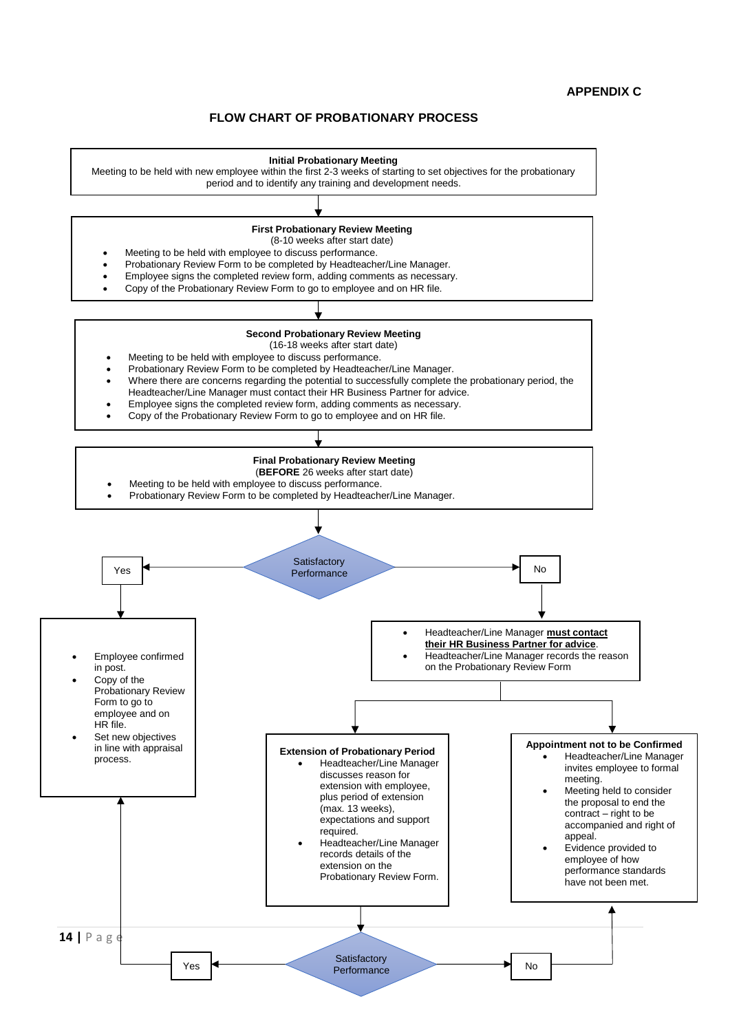**APPENDIX C**

## FLOW CHART OF PROBATIONARY PROCESS

**Initial Probationary Meeting**

Meeting to be held with new employee within the first 2-3 weeks of starting to set objectives for the probationary period and to identify any training and development needs.

↓

**First Probationary Review Meeting**

(8-10 weeks after start date)

- Meeting to be held with employee to discuss performance.
- Probationary Review Form to be completed by Headteacher/Line Manager.
- Employee signs the completed review form, adding comments as necessary.
- Copy of the Probationary Review Form to go to employee and on HR file.

↓

**Second Probationary Review Meeting**

(16-18 weeks after start date)

- Meeting to be held with employee to discuss performance.
- Probationary Review Form to be completed by Headteacher/Line Manager.
- Where there are concerns regarding the potential to successfully complete the probationary period, the Headteacher/Line Manager must contact their HR Business Partner for advice.
- Employee signs the completed review form, adding comments as necessary.
- Copy of the Probationary Review Form to go to employee and on HR file.

↓

**Final Probationary Review Meeting**

(**BEFORE** 26 weeks after start date)

- Meeting to be held with employee to discuss performance.
- Probationary Review Form to be completed by Headteacher/Line Manager.

↓

Satisfactory Performance

Yes

- Employee confirmed in post.
- Copy of the Probationary Review Form to go to employee and on HR file.
- Set new objectives in line with appraisal process.

No

- Headteacher/Line Manager **must contact their HR Business Partner for advice**.
- Headteacher/Line Manager records the reason on the Probationary Review Form

**Extension of Probationary Period**

- Headteacher/Line Manager discusses reason for extension with employee, plus period of extension (max. 13 weeks), expectations and support required.
- Headteacher/Line Manager records details of the extension on the Probationary Review Form.

**Appointment not to be Confirmed**

- Headteacher/Line Manager invites employee to formal meeting.
- Meeting held to consider the proposal to end the contract – right to be accompanied and right of appeal.
- Evidence provided to employee of how performance standards have not been met.

Satisfactory Performance (following extension)

Yes → Employee confirmed in post

No → Appointment not to be Confirmed